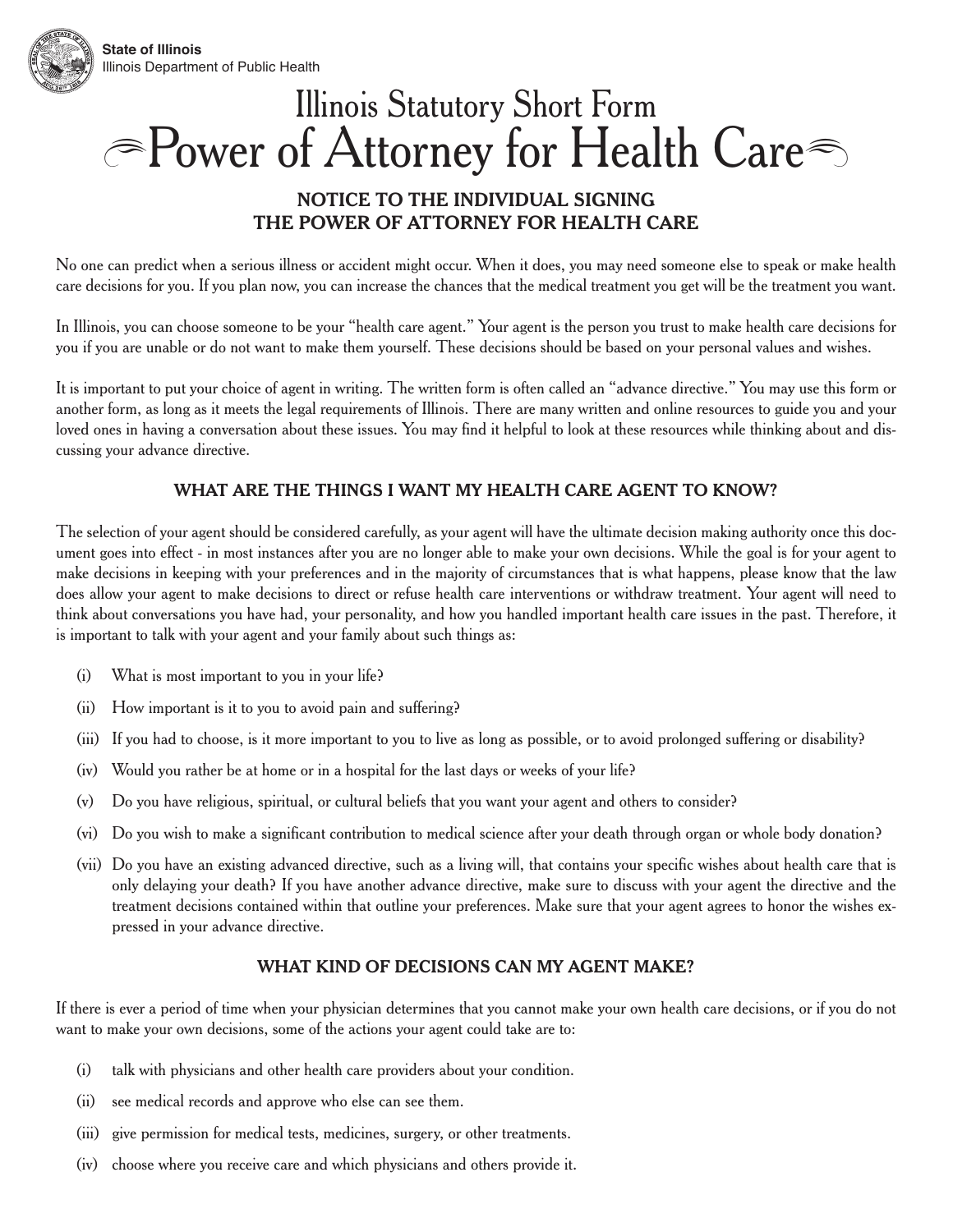**State of Illinois**
Illinois Department of Public Health

# Illinois Statutory Short Form Power of Attorney for Health Care

## NOTICE TO THE INDIVIDUAL SIGNING THE POWER OF ATTORNEY FOR HEALTH CARE

No one can predict when a serious illness or accident might occur. When it does, you may need someone else to speak or make health care decisions for you. If you plan now, you can increase the chances that the medical treatment you get will be the treatment you want.

In Illinois, you can choose someone to be your "health care agent." Your agent is the person you trust to make health care decisions for you if you are unable or do not want to make them yourself. These decisions should be based on your personal values and wishes.

It is important to put your choice of agent in writing. The written form is often called an "advance directive." You may use this form or another form, as long as it meets the legal requirements of Illinois. There are many written and online resources to guide you and your loved ones in having a conversation about these issues. You may find it helpful to look at these resources while thinking about and discussing your advance directive.

## WHAT ARE THE THINGS I WANT MY HEALTH CARE AGENT TO KNOW?

The selection of your agent should be considered carefully, as your agent will have the ultimate decision making authority once this document goes into effect - in most instances after you are no longer able to make your own decisions. While the goal is for your agent to make decisions in keeping with your preferences and in the majority of circumstances that is what happens, please know that the law does allow your agent to make decisions to direct or refuse health care interventions or withdraw treatment. Your agent will need to think about conversations you have had, your personality, and how you handled important health care issues in the past. Therefore, it is important to talk with your agent and your family about such things as:

(i) What is most important to you in your life?

(ii) How important is it to you to avoid pain and suffering?

(iii) If you had to choose, is it more important to you to live as long as possible, or to avoid prolonged suffering or disability?

(iv) Would you rather be at home or in a hospital for the last days or weeks of your life?

(v) Do you have religious, spiritual, or cultural beliefs that you want your agent and others to consider?

(vi) Do you wish to make a significant contribution to medical science after your death through organ or whole body donation?

(vii) Do you have an existing advanced directive, such as a living will, that contains your specific wishes about health care that is only delaying your death? If you have another advance directive, make sure to discuss with your agent the directive and the treatment decisions contained within that outline your preferences. Make sure that your agent agrees to honor the wishes expressed in your advance directive.

## WHAT KIND OF DECISIONS CAN MY AGENT MAKE?

If there is ever a period of time when your physician determines that you cannot make your own health care decisions, or if you do not want to make your own decisions, some of the actions your agent could take are to:

(i) talk with physicians and other health care providers about your condition.

(ii) see medical records and approve who else can see them.

(iii) give permission for medical tests, medicines, surgery, or other treatments.

(iv) choose where you receive care and which physicians and others provide it.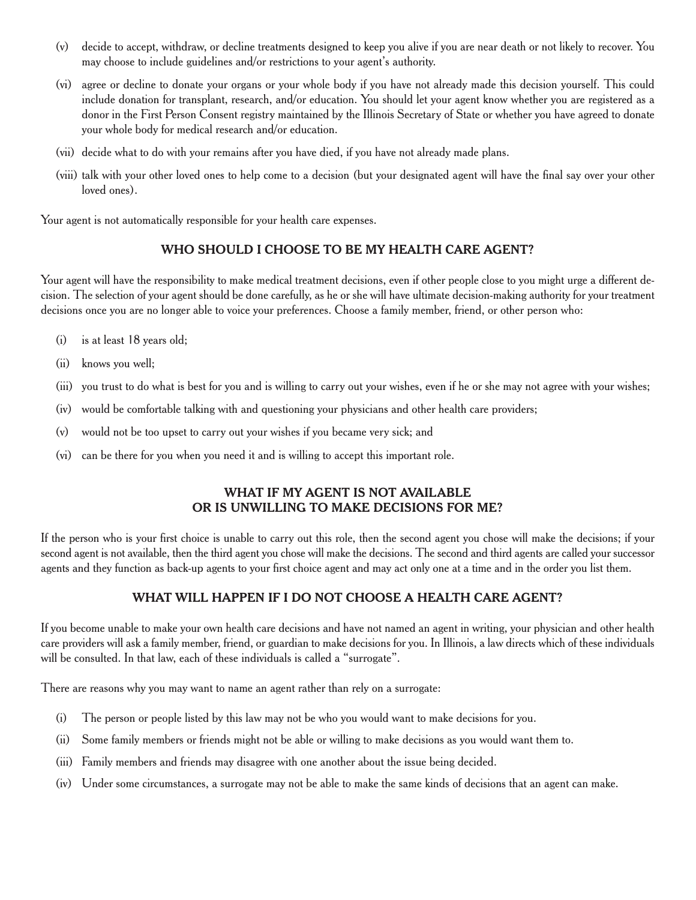(v) decide to accept, withdraw, or decline treatments designed to keep you alive if you are near death or not likely to recover. You may choose to include guidelines and/or restrictions to your agent's authority.

(vi) agree or decline to donate your organs or your whole body if you have not already made this decision yourself. This could include donation for transplant, research, and/or education. You should let your agent know whether you are registered as a donor in the First Person Consent registry maintained by the Illinois Secretary of State or whether you have agreed to donate your whole body for medical research and/or education.

(vii) decide what to do with your remains after you have died, if you have not already made plans.

(viii) talk with your other loved ones to help come to a decision (but your designated agent will have the final say over your other loved ones).

Your agent is not automatically responsible for your health care expenses.

## WHO SHOULD I CHOOSE TO BE MY HEALTH CARE AGENT?

Your agent will have the responsibility to make medical treatment decisions, even if other people close to you might urge a different decision. The selection of your agent should be done carefully, as he or she will have ultimate decision-making authority for your treatment decisions once you are no longer able to voice your preferences. Choose a family member, friend, or other person who:

(i) is at least 18 years old;

(ii) knows you well;

(iii) you trust to do what is best for you and is willing to carry out your wishes, even if he or she may not agree with your wishes;

(iv) would be comfortable talking with and questioning your physicians and other health care providers;

(v) would not be too upset to carry out your wishes if you became very sick; and

(vi) can be there for you when you need it and is willing to accept this important role.

## WHAT IF MY AGENT IS NOT AVAILABLE OR IS UNWILLING TO MAKE DECISIONS FOR ME?

If the person who is your first choice is unable to carry out this role, then the second agent you chose will make the decisions; if your second agent is not available, then the third agent you chose will make the decisions. The second and third agents are called your successor agents and they function as back-up agents to your first choice agent and may act only one at a time and in the order you list them.

## WHAT WILL HAPPEN IF I DO NOT CHOOSE A HEALTH CARE AGENT?

If you become unable to make your own health care decisions and have not named an agent in writing, your physician and other health care providers will ask a family member, friend, or guardian to make decisions for you. In Illinois, a law directs which of these individuals will be consulted. In that law, each of these individuals is called a "surrogate".

There are reasons why you may want to name an agent rather than rely on a surrogate:

(i) The person or people listed by this law may not be who you would want to make decisions for you.

(ii) Some family members or friends might not be able or willing to make decisions as you would want them to.

(iii) Family members and friends may disagree with one another about the issue being decided.

(iv) Under some circumstances, a surrogate may not be able to make the same kinds of decisions that an agent can make.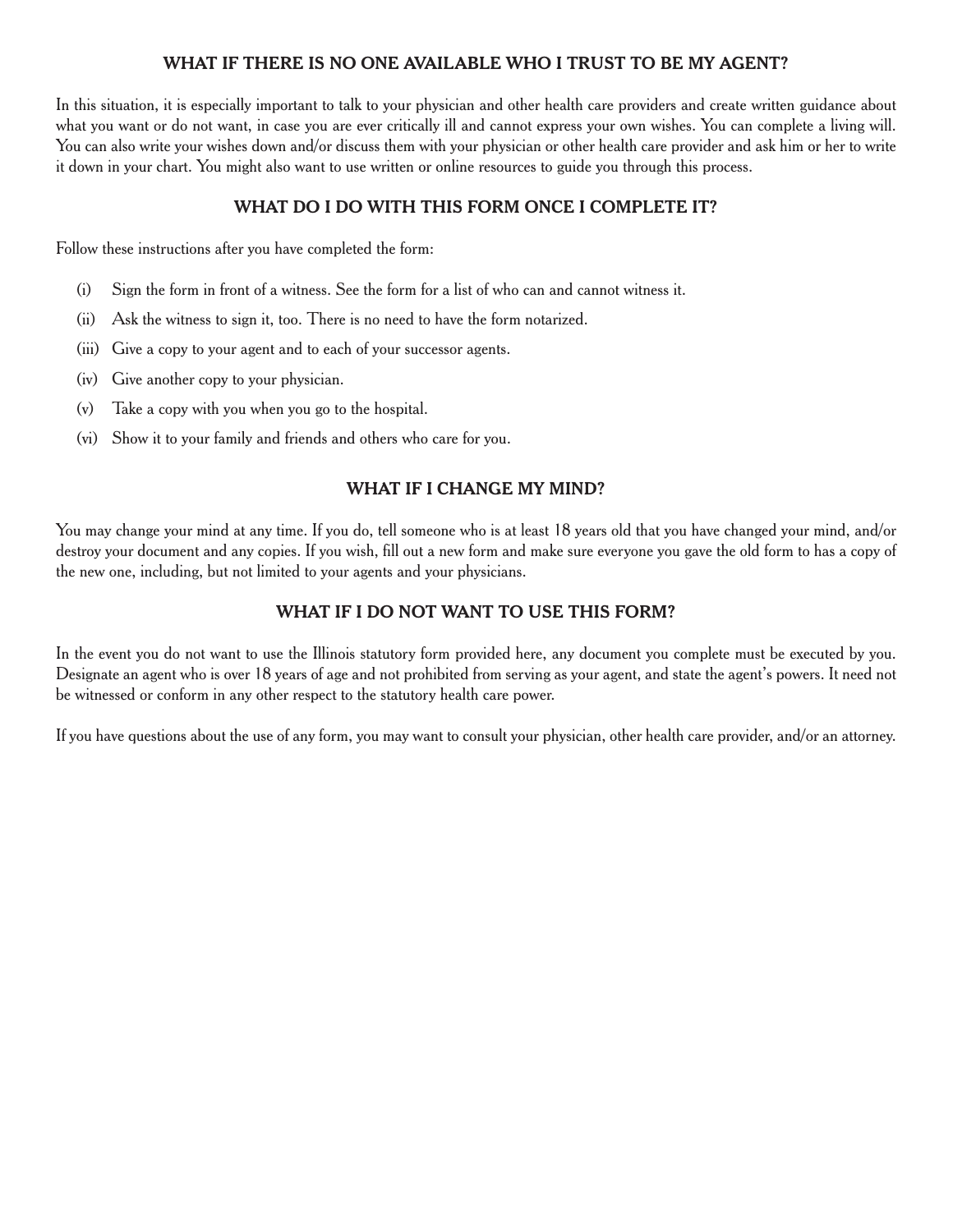## WHAT IF THERE IS NO ONE AVAILABLE WHO I TRUST TO BE MY AGENT?

In this situation, it is especially important to talk to your physician and other health care providers and create written guidance about what you want or do not want, in case you are ever critically ill and cannot express your own wishes. You can complete a living will. You can also write your wishes down and/or discuss them with your physician or other health care provider and ask him or her to write it down in your chart. You might also want to use written or online resources to guide you through this process.

## WHAT DO I DO WITH THIS FORM ONCE I COMPLETE IT?

Follow these instructions after you have completed the form:

(i) Sign the form in front of a witness. See the form for a list of who can and cannot witness it.

(ii) Ask the witness to sign it, too. There is no need to have the form notarized.

(iii) Give a copy to your agent and to each of your successor agents.

(iv) Give another copy to your physician.

(v) Take a copy with you when you go to the hospital.

(vi) Show it to your family and friends and others who care for you.

## WHAT IF I CHANGE MY MIND?

You may change your mind at any time. If you do, tell someone who is at least 18 years old that you have changed your mind, and/or destroy your document and any copies. If you wish, fill out a new form and make sure everyone you gave the old form to has a copy of the new one, including, but not limited to your agents and your physicians.

## WHAT IF I DO NOT WANT TO USE THIS FORM?

In the event you do not want to use the Illinois statutory form provided here, any document you complete must be executed by you. Designate an agent who is over 18 years of age and not prohibited from serving as your agent, and state the agent's powers. It need not be witnessed or conform in any other respect to the statutory health care power.

If you have questions about the use of any form, you may want to consult your physician, other health care provider, and/or an attorney.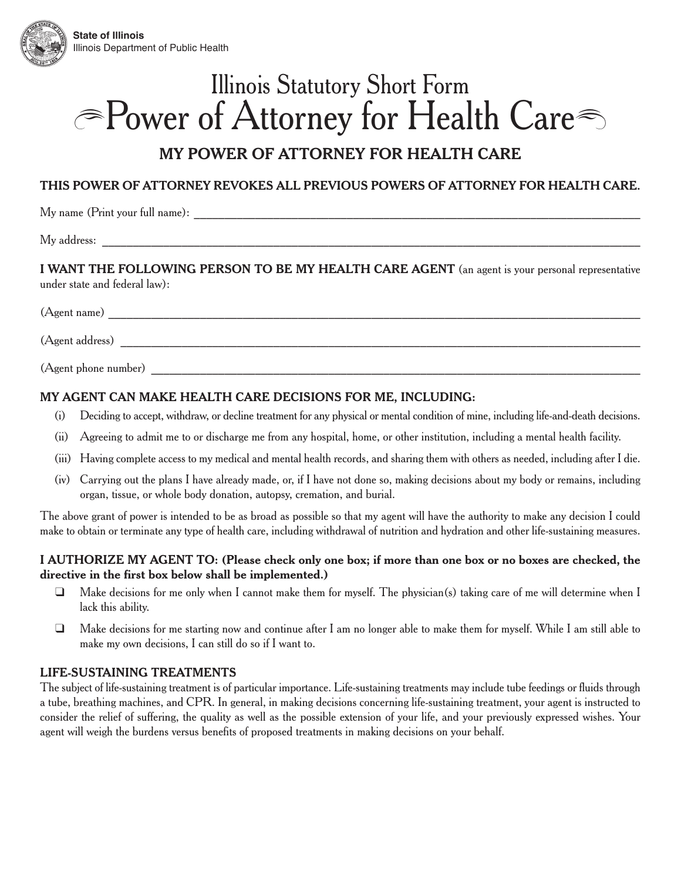State of Illinois
Illinois Department of Public Health

# Illinois Statutory Short Form Power of Attorney for Health Care

## MY POWER OF ATTORNEY FOR HEALTH CARE

**THIS POWER OF ATTORNEY REVOKES ALL PREVIOUS POWERS OF ATTORNEY FOR HEALTH CARE.**

My name (Print your full name): ______________________________________________

My address: ______________________________________________

**I WANT THE FOLLOWING PERSON TO BE MY HEALTH CARE AGENT** (an agent is your personal representative under state and federal law):

(Agent name) ______________________________________________

(Agent address) ______________________________________________

(Agent phone number) ______________________________________________

**MY AGENT CAN MAKE HEALTH CARE DECISIONS FOR ME, INCLUDING:**

(i) Deciding to accept, withdraw, or decline treatment for any physical or mental condition of mine, including life-and-death decisions.

(ii) Agreeing to admit me to or discharge me from any hospital, home, or other institution, including a mental health facility.

(iii) Having complete access to my medical and mental health records, and sharing them with others as needed, including after I die.

(iv) Carrying out the plans I have already made, or, if I have not done so, making decisions about my body or remains, including organ, tissue, or whole body donation, autopsy, cremation, and burial.

The above grant of power is intended to be as broad as possible so that my agent will have the authority to make any decision I could make to obtain or terminate any type of health care, including withdrawal of nutrition and hydration and other life-sustaining measures.

**I AUTHORIZE MY AGENT TO: (Please check only one box; if more than one box or no boxes are checked, the directive in the first box below shall be implemented.)**

- ❑ Make decisions for me only when I cannot make them for myself. The physician(s) taking care of me will determine when I lack this ability.
- ❑ Make decisions for me starting now and continue after I am no longer able to make them for myself. While I am still able to make my own decisions, I can still do so if I want to.

**LIFE-SUSTAINING TREATMENTS**

The subject of life-sustaining treatment is of particular importance. Life-sustaining treatments may include tube feedings or fluids through a tube, breathing machines, and CPR. In general, in making decisions concerning life-sustaining treatment, your agent is instructed to consider the relief of suffering, the quality as well as the possible extension of your life, and your previously expressed wishes. Your agent will weigh the burdens versus benefits of proposed treatments in making decisions on your behalf.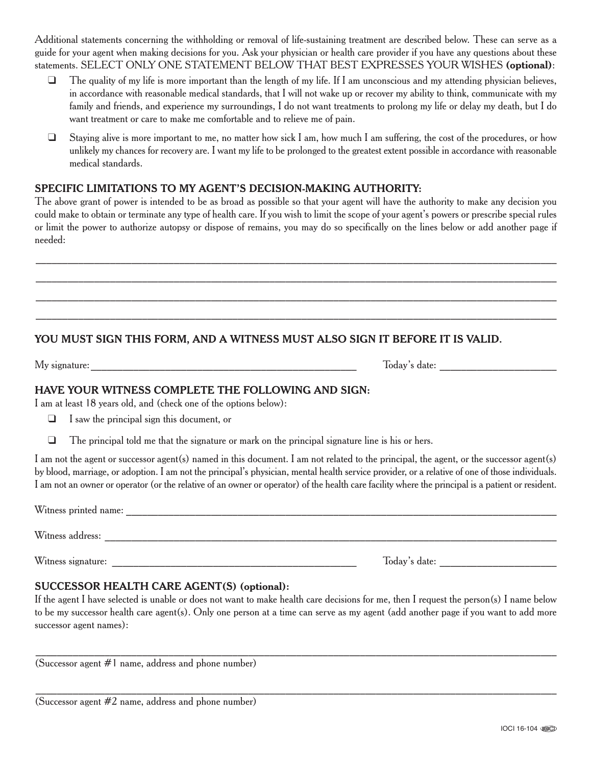Additional statements concerning the withholding or removal of life-sustaining treatment are described below. These can serve as a guide for your agent when making decisions for you. Ask your physician or health care provider if you have any questions about these statements. SELECT ONLY ONE STATEMENT BELOW THAT BEST EXPRESSES YOUR WISHES **(optional)**:

- ❑ The quality of my life is more important than the length of my life. If I am unconscious and my attending physician believes, in accordance with reasonable medical standards, that I will not wake up or recover my ability to think, communicate with my family and friends, and experience my surroundings, I do not want treatments to prolong my life or delay my death, but I do want treatment or care to make me comfortable and to relieve me of pain.
- ❑ Staying alive is more important to me, no matter how sick I am, how much I am suffering, the cost of the procedures, or how unlikely my chances for recovery are. I want my life to be prolonged to the greatest extent possible in accordance with reasonable medical standards.

### SPECIFIC LIMITATIONS TO MY AGENT'S DECISION-MAKING AUTHORITY:

The above grant of power is intended to be as broad as possible so that your agent will have the authority to make any decision you could make to obtain or terminate any type of health care. If you wish to limit the scope of your agent's powers or prescribe special rules or limit the power to authorize autopsy or dispose of remains, you may do so specifically on the lines below or add another page if needed:

______________________________________________________________________________

______________________________________________________________________________

______________________________________________________________________________

______________________________________________________________________________

### YOU MUST SIGN THIS FORM, AND A WITNESS MUST ALSO SIGN IT BEFORE IT IS VALID.

My signature: ________________________________________ Today's date: ____________________

### HAVE YOUR WITNESS COMPLETE THE FOLLOWING AND SIGN:

I am at least 18 years old, and (check one of the options below):

- ❑ I saw the principal sign this document, or
- ❑ The principal told me that the signature or mark on the principal signature line is his or hers.

I am not the agent or successor agent(s) named in this document. I am not related to the principal, the agent, or the successor agent(s) by blood, marriage, or adoption. I am not the principal's physician, mental health service provider, or a relative of one of those individuals. I am not an owner or operator (or the relative of an owner or operator) of the health care facility where the principal is a patient or resident.

Witness printed name: ____________________________________________________________

Witness address: ________________________________________________________________

Witness signature: ______________________________________ Today's date: ____________________

### SUCCESSOR HEALTH CARE AGENT(S) (optional):

If the agent I have selected is unable or does not want to make health care decisions for me, then I request the person(s) I name below to be my successor health care agent(s). Only one person at a time can serve as my agent (add another page if you want to add more successor agent names):

______________________________________________________________________________

(Successor agent #1 name, address and phone number)

______________________________________________________________________________

(Successor agent #2 name, address and phone number)

IOCI 16-104